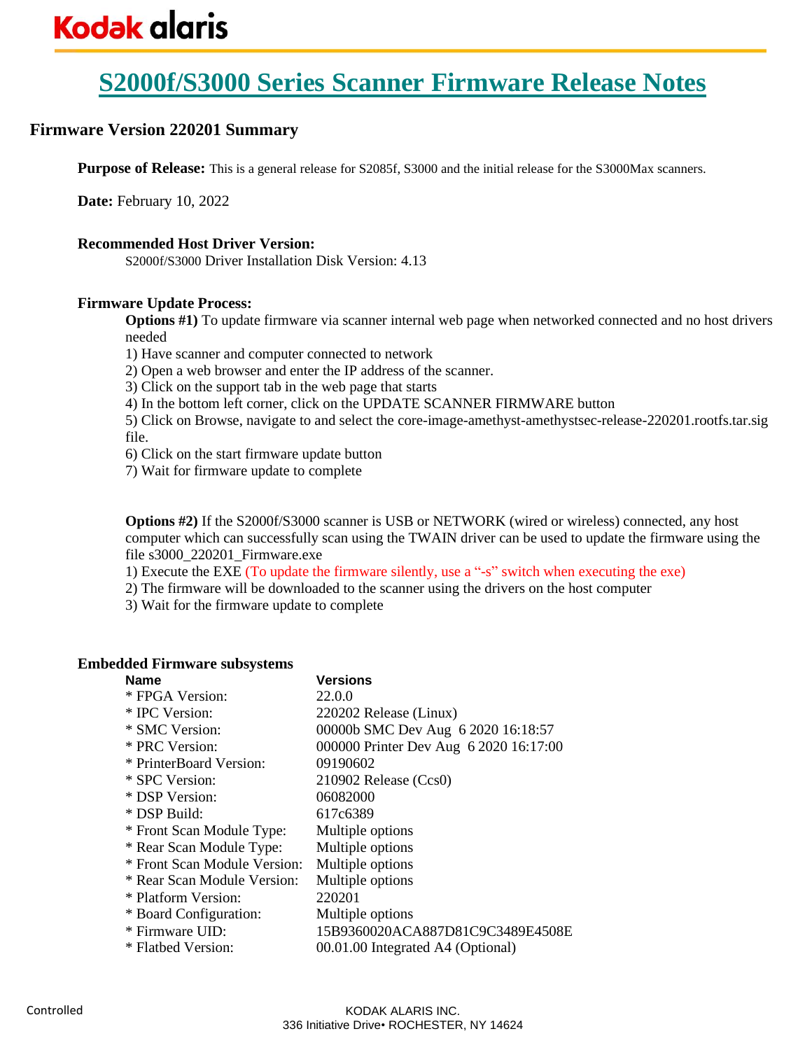Kodak alaris

# S2000f/S3000 Series Scanner Firmware Release Notes

## Firmware Version 220201 Summary

**Purpose of Release:** This is a general release for S2085f, S3000 and the initial release for the S3000Max scanners.

**Date:** February 10, 2022

**Recommended Host Driver Version:**

S2000f/S3000 Driver Installation Disk Version: 4.13

**Firmware Update Process:**

**Options #1)** To update firmware via scanner internal web page when networked connected and no host drivers needed

1) Have scanner and computer connected to network
2) Open a web browser and enter the IP address of the scanner.
3) Click on the support tab in the web page that starts
4) In the bottom left corner, click on the UPDATE SCANNER FIRMWARE button
5) Click on Browse, navigate to and select the core-image-amethyst-amethystsec-release-220201.rootfs.tar.sig file.
6) Click on the start firmware update button
7) Wait for firmware update to complete

**Options #2)** If the S2000f/S3000 scanner is USB or NETWORK (wired or wireless) connected, any host computer which can successfully scan using the TWAIN driver can be used to update the firmware using the file s3000_220201_Firmware.exe

1) Execute the EXE (To update the firmware silently, use a "-s" switch when executing the exe)
2) The firmware will be downloaded to the scanner using the drivers on the host computer
3) Wait for the firmware update to complete

**Embedded Firmware subsystems**

| Name | Versions |
|---|---|
| * FPGA Version: | 22.0.0 |
| * IPC Version: | 220202 Release (Linux) |
| * SMC Version: | 00000b SMC Dev Aug 6 2020 16:18:57 |
| * PRC Version: | 000000 Printer Dev Aug 6 2020 16:17:00 |
| * PrinterBoard Version: | 09190602 |
| * SPC Version: | 210902 Release (Ccs0) |
| * DSP Version: | 06082000 |
| * DSP Build: | 617c6389 |
| * Front Scan Module Type: | Multiple options |
| * Rear Scan Module Type: | Multiple options |
| * Front Scan Module Version: | Multiple options |
| * Rear Scan Module Version: | Multiple options |
| * Platform Version: | 220201 |
| * Board Configuration: | Multiple options |
| * Firmware UID: | 15B9360020ACA887D81C9C3489E4508E |
| * Flatbed Version: | 00.01.00 Integrated A4 (Optional) |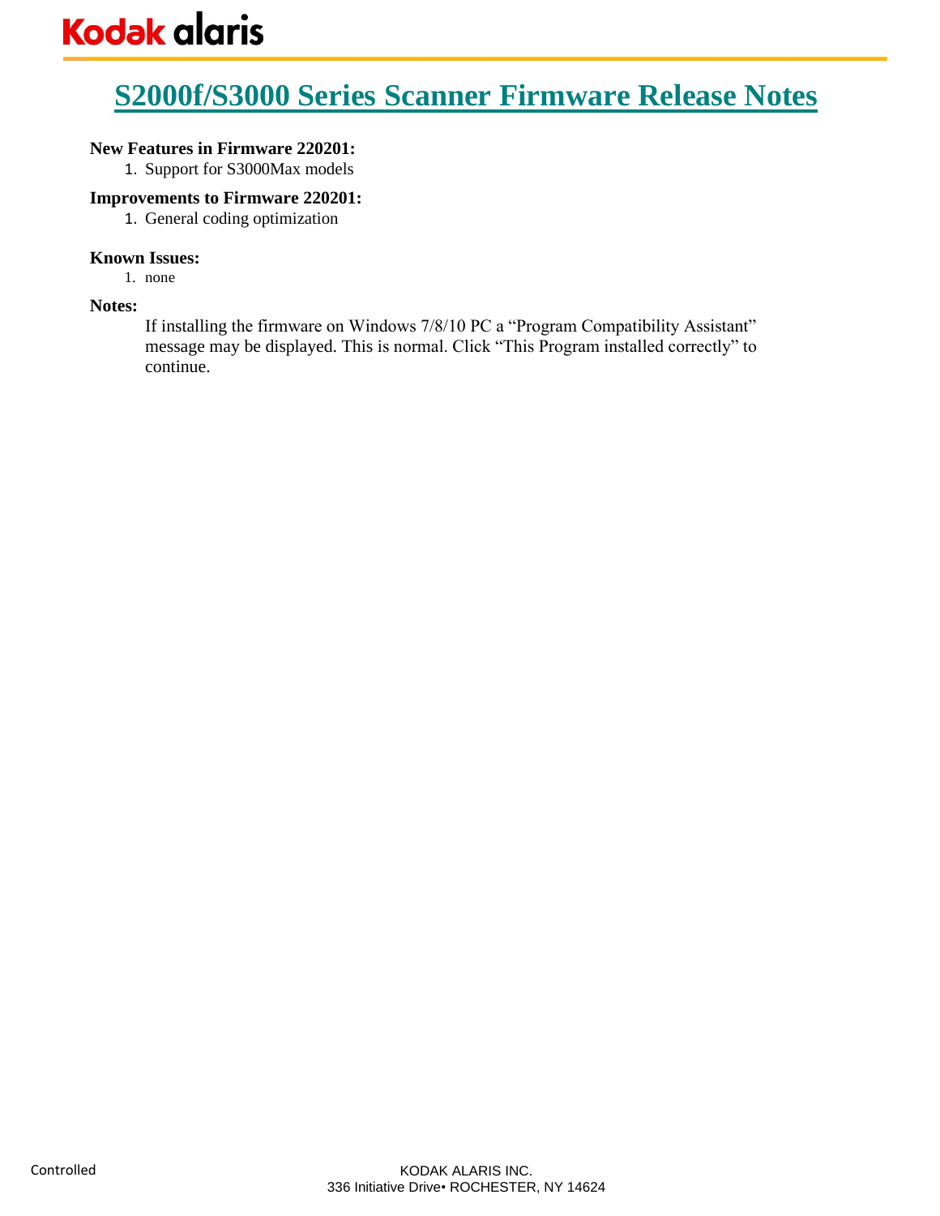# S2000f/S3000 Series Scanner Firmware Release Notes

**New Features in Firmware 220201:**

1. Support for S3000Max models

**Improvements to Firmware 220201:**

1. General coding optimization

**Known Issues:**

1. none

**Notes:**

If installing the firmware on Windows 7/8/10 PC a “Program Compatibility Assistant” message may be displayed. This is normal. Click “This Program installed correctly” to continue.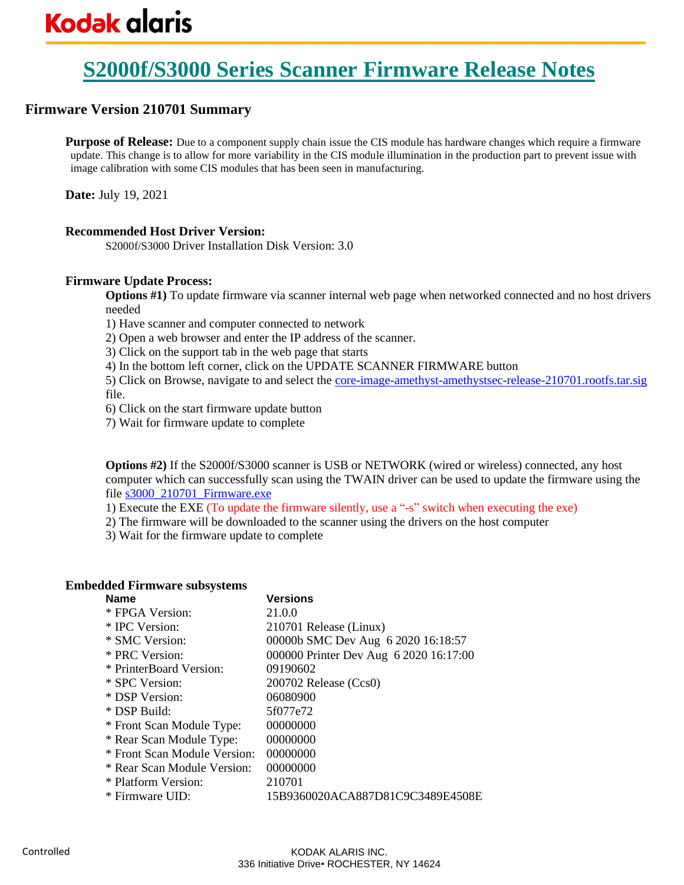# S2000f/S3000 Series Scanner Firmware Release Notes

## Firmware Version 210701 Summary

**Purpose of Release:** Due to a component supply chain issue the CIS module has hardware changes which require a firmware update. This change is to allow for more variability in the CIS module illumination in the production part to prevent issue with image calibration with some CIS modules that has been seen in manufacturing.

**Date:** July 19, 2021

**Recommended Host Driver Version:**

S2000f/S3000 Driver Installation Disk Version: 3.0

**Firmware Update Process:**

**Options #1)** To update firmware via scanner internal web page when networked connected and no host drivers needed

1) Have scanner and computer connected to network
2) Open a web browser and enter the IP address of the scanner.
3) Click on the support tab in the web page that starts
4) In the bottom left corner, click on the UPDATE SCANNER FIRMWARE button
5) Click on Browse, navigate to and select the core-image-amethyst-amethystsec-release-210701.rootfs.tar.sig file.
6) Click on the start firmware update button
7) Wait for firmware update to complete

**Options #2)** If the S2000f/S3000 scanner is USB or NETWORK (wired or wireless) connected, any host computer which can successfully scan using the TWAIN driver can be used to update the firmware using the file s3000_210701_Firmware.exe

1) Execute the EXE (To update the firmware silently, use a "-s" switch when executing the exe)
2) The firmware will be downloaded to the scanner using the drivers on the host computer
3) Wait for the firmware update to complete

**Embedded Firmware subsystems**

| Name | Versions |
|---|---|
| * FPGA Version: | 21.0.0 |
| * IPC Version: | 210701 Release (Linux) |
| * SMC Version: | 00000b SMC Dev Aug 6 2020 16:18:57 |
| * PRC Version: | 000000 Printer Dev Aug 6 2020 16:17:00 |
| * PrinterBoard Version: | 09190602 |
| * SPC Version: | 200702 Release (Ccs0) |
| * DSP Version: | 06080900 |
| * DSP Build: | 5f077e72 |
| * Front Scan Module Type: | 00000000 |
| * Rear Scan Module Type: | 00000000 |
| * Front Scan Module Version: | 00000000 |
| * Rear Scan Module Version: | 00000000 |
| * Platform Version: | 210701 |
| * Firmware UID: | 15B9360020ACA887D81C9C3489E4508E |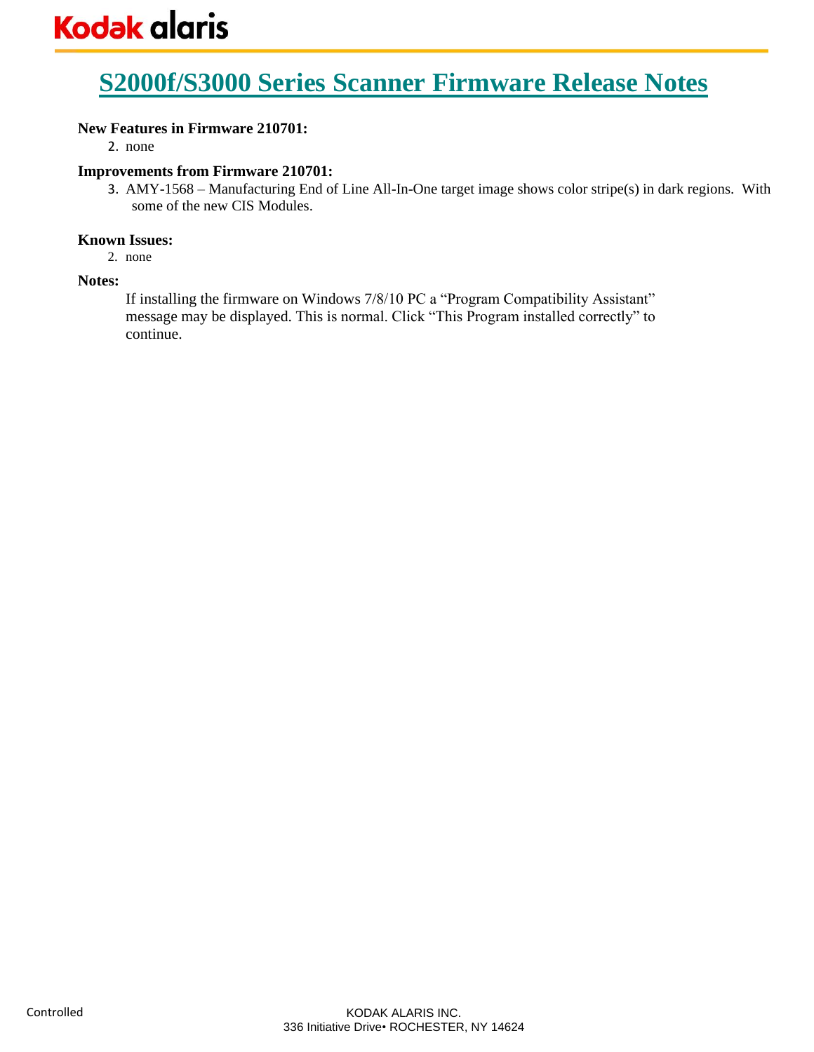# S2000f/S3000 Series Scanner Firmware Release Notes

**New Features in Firmware 210701:**

2. none

**Improvements from Firmware 210701:**

3. AMY-1568 – Manufacturing End of Line All-In-One target image shows color stripe(s) in dark regions. With some of the new CIS Modules.

**Known Issues:**

2. none

**Notes:**

If installing the firmware on Windows 7/8/10 PC a "Program Compatibility Assistant" message may be displayed. This is normal. Click "This Program installed correctly" to continue.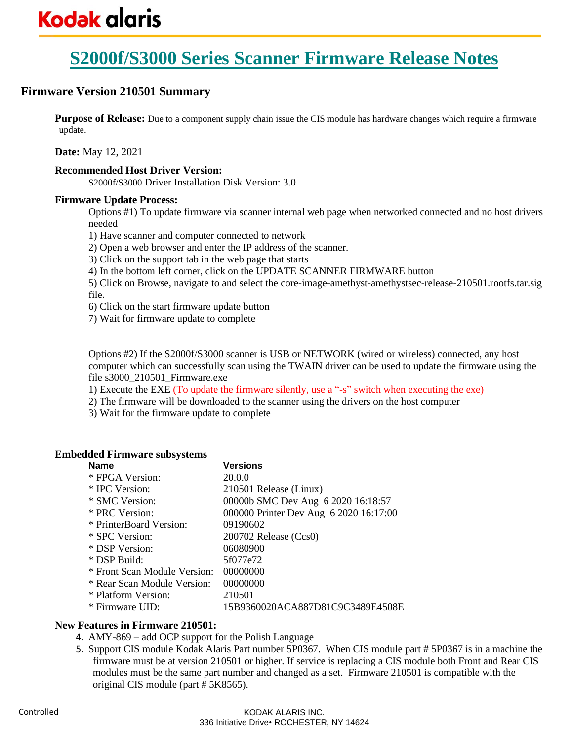# S2000f/S3000 Series Scanner Firmware Release Notes

## Firmware Version 210501 Summary

**Purpose of Release:** Due to a component supply chain issue the CIS module has hardware changes which require a firmware update.

**Date:** May 12, 2021

**Recommended Host Driver Version:**

S2000f/S3000 Driver Installation Disk Version: 3.0

**Firmware Update Process:**

Options #1) To update firmware via scanner internal web page when networked connected and no host drivers needed

1) Have scanner and computer connected to network
2) Open a web browser and enter the IP address of the scanner.
3) Click on the support tab in the web page that starts
4) In the bottom left corner, click on the UPDATE SCANNER FIRMWARE button
5) Click on Browse, navigate to and select the core-image-amethyst-amethystsec-release-210501.rootfs.tar.sig file.
6) Click on the start firmware update button
7) Wait for firmware update to complete

Options #2) If the S2000f/S3000 scanner is USB or NETWORK (wired or wireless) connected, any host computer which can successfully scan using the TWAIN driver can be used to update the firmware using the file s3000_210501_Firmware.exe

1) Execute the EXE (To update the firmware silently, use a "-s" switch when executing the exe)
2) The firmware will be downloaded to the scanner using the drivers on the host computer
3) Wait for the firmware update to complete

**Embedded Firmware subsystems**

| Name | Versions |
|---|---|
| * FPGA Version: | 20.0.0 |
| * IPC Version: | 210501 Release (Linux) |
| * SMC Version: | 00000b SMC Dev Aug 6 2020 16:18:57 |
| * PRC Version: | 000000 Printer Dev Aug 6 2020 16:17:00 |
| * PrinterBoard Version: | 09190602 |
| * SPC Version: | 200702 Release (Ccs0) |
| * DSP Version: | 06080900 |
| * DSP Build: | 5f077e72 |
| * Front Scan Module Version: | 00000000 |
| * Rear Scan Module Version: | 00000000 |
| * Platform Version: | 210501 |
| * Firmware UID: | 15B9360020ACA887D81C9C3489E4508E |

**New Features in Firmware 210501:**

4. AMY-869 – add OCP support for the Polish Language
5. Support CIS module Kodak Alaris Part number 5P0367. When CIS module part # 5P0367 is in a machine the firmware must be at version 210501 or higher. If service is replacing a CIS module both Front and Rear CIS modules must be the same part number and changed as a set. Firmware 210501 is compatible with the original CIS module (part # 5K8565).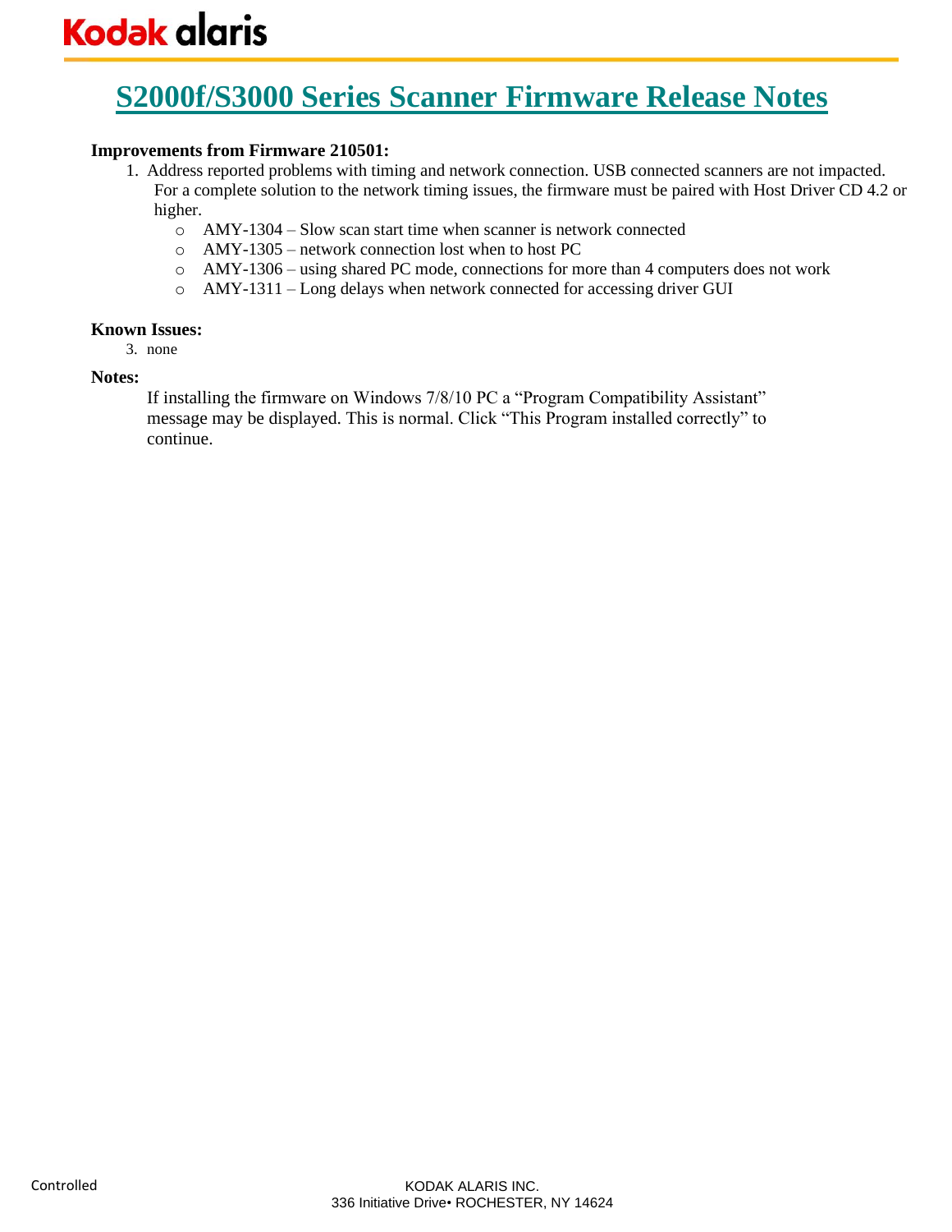# S2000f/S3000 Series Scanner Firmware Release Notes

**Improvements from Firmware 210501:**

1. Address reported problems with timing and network connection. USB connected scanners are not impacted. For a complete solution to the network timing issues, the firmware must be paired with Host Driver CD 4.2 or higher.
   - AMY-1304 – Slow scan start time when scanner is network connected
   - AMY-1305 – network connection lost when to host PC
   - AMY-1306 – using shared PC mode, connections for more than 4 computers does not work
   - AMY-1311 – Long delays when network connected for accessing driver GUI

**Known Issues:**

3. none

**Notes:**

If installing the firmware on Windows 7/8/10 PC a "Program Compatibility Assistant" message may be displayed. This is normal. Click "This Program installed correctly" to continue.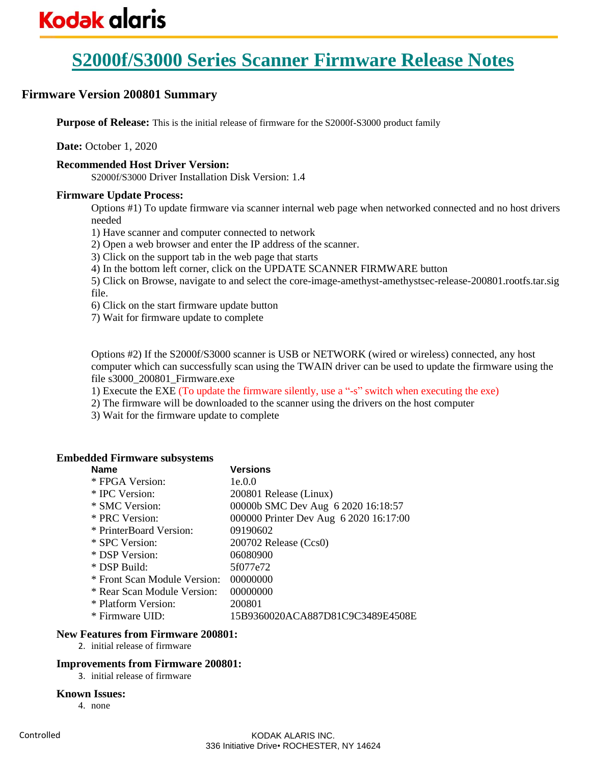# S2000f/S3000 Series Scanner Firmware Release Notes

## Firmware Version 200801 Summary

**Purpose of Release:** This is the initial release of firmware for the S2000f-S3000 product family

**Date:** October 1, 2020

**Recommended Host Driver Version:**

S2000f/S3000 Driver Installation Disk Version: 1.4

**Firmware Update Process:**

Options #1) To update firmware via scanner internal web page when networked connected and no host drivers needed

1) Have scanner and computer connected to network
2) Open a web browser and enter the IP address of the scanner.
3) Click on the support tab in the web page that starts
4) In the bottom left corner, click on the UPDATE SCANNER FIRMWARE button
5) Click on Browse, navigate to and select the core-image-amethyst-amethystsec-release-200801.rootfs.tar.sig file.
6) Click on the start firmware update button
7) Wait for firmware update to complete

Options #2) If the S2000f/S3000 scanner is USB or NETWORK (wired or wireless) connected, any host computer which can successfully scan using the TWAIN driver can be used to update the firmware using the file s3000_200801_Firmware.exe

1) Execute the EXE (To update the firmware silently, use a "-s" switch when executing the exe)
2) The firmware will be downloaded to the scanner using the drivers on the host computer
3) Wait for the firmware update to complete

**Embedded Firmware subsystems**

| Name | Versions |
|---|---|
| * FPGA Version: | 1e.0.0 |
| * IPC Version: | 200801 Release (Linux) |
| * SMC Version: | 00000b SMC Dev Aug 6 2020 16:18:57 |
| * PRC Version: | 000000 Printer Dev Aug 6 2020 16:17:00 |
| * PrinterBoard Version: | 09190602 |
| * SPC Version: | 200702 Release (Ccs0) |
| * DSP Version: | 06080900 |
| * DSP Build: | 5f077e72 |
| * Front Scan Module Version: | 00000000 |
| * Rear Scan Module Version: | 00000000 |
| * Platform Version: | 200801 |
| * Firmware UID: | 15B9360020ACA887D81C9C3489E4508E |

**New Features from Firmware 200801:**

2. initial release of firmware

**Improvements from Firmware 200801:**

3. initial release of firmware

**Known Issues:**

4. none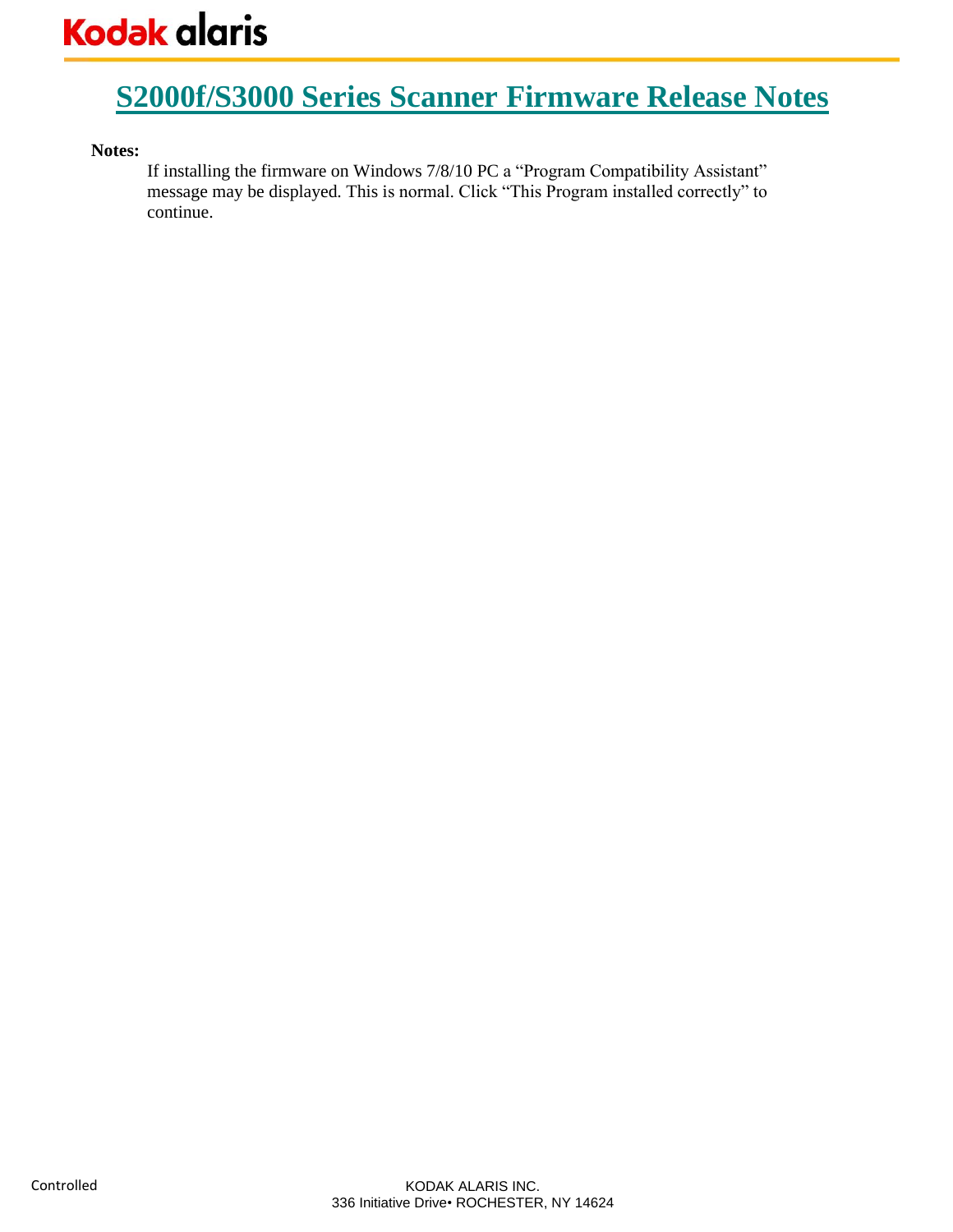# S2000f/S3000 Series Scanner Firmware Release Notes

**Notes:**

If installing the firmware on Windows 7/8/10 PC a "Program Compatibility Assistant" message may be displayed. This is normal. Click "This Program installed correctly" to continue.